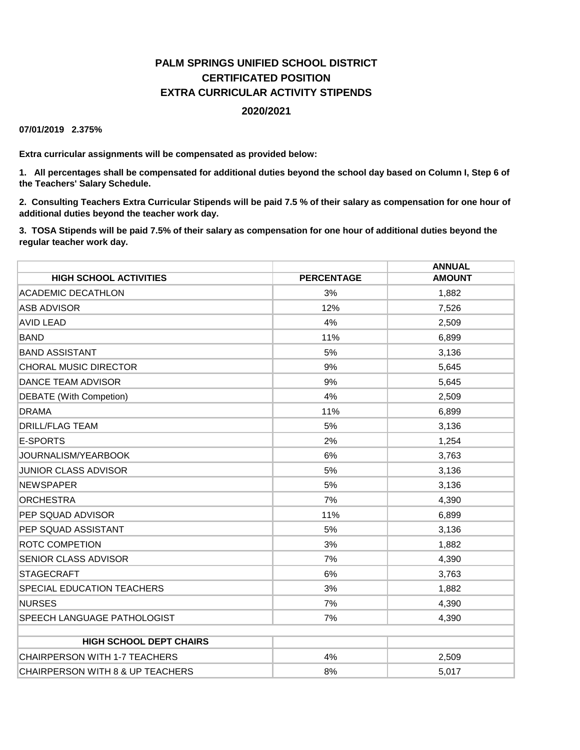# PALM SPRINGS UNIFIED SCHOOL DISTRICT
## CERTIFICATED POSITION
## EXTRA CURRICULAR ACTIVITY STIPENDS
## 2020/2021

**07/01/2019 2.375%**

**Extra curricular assignments will be compensated as provided below:**

**1. All percentages shall be compensated for additional duties beyond the school day based on Column I, Step 6 of the Teachers' Salary Schedule.**

**2. Consulting Teachers Extra Curricular Stipends will be paid 7.5 % of their salary as compensation for one hour of additional duties beyond the teacher work day.**

**3. TOSA Stipends will be paid 7.5% of their salary as compensation for one hour of additional duties beyond the regular teacher work day.**

| HIGH SCHOOL ACTIVITIES | PERCENTAGE | ANNUAL AMOUNT |
|---|---|---|
| ACADEMIC DECATHLON | 3% | 1,882 |
| ASB ADVISOR | 12% | 7,526 |
| AVID LEAD | 4% | 2,509 |
| BAND | 11% | 6,899 |
| BAND ASSISTANT | 5% | 3,136 |
| CHORAL MUSIC DIRECTOR | 9% | 5,645 |
| DANCE TEAM ADVISOR | 9% | 5,645 |
| DEBATE (With Competion) | 4% | 2,509 |
| DRAMA | 11% | 6,899 |
| DRILL/FLAG TEAM | 5% | 3,136 |
| E-SPORTS | 2% | 1,254 |
| JOURNALISM/YEARBOOK | 6% | 3,763 |
| JUNIOR CLASS ADVISOR | 5% | 3,136 |
| NEWSPAPER | 5% | 3,136 |
| ORCHESTRA | 7% | 4,390 |
| PEP SQUAD ADVISOR | 11% | 6,899 |
| PEP SQUAD ASSISTANT | 5% | 3,136 |
| ROTC COMPETION | 3% | 1,882 |
| SENIOR CLASS ADVISOR | 7% | 4,390 |
| STAGECRAFT | 6% | 3,763 |
| SPECIAL EDUCATION TEACHERS | 3% | 1,882 |
| NURSES | 7% | 4,390 |
| SPEECH LANGUAGE PATHOLOGIST | 7% | 4,390 |
| | | |
| **HIGH SCHOOL DEPT CHAIRS** | | |
| CHAIRPERSON WITH 1-7 TEACHERS | 4% | 2,509 |
| CHAIRPERSON WITH 8 & UP TEACHERS | 8% | 5,017 |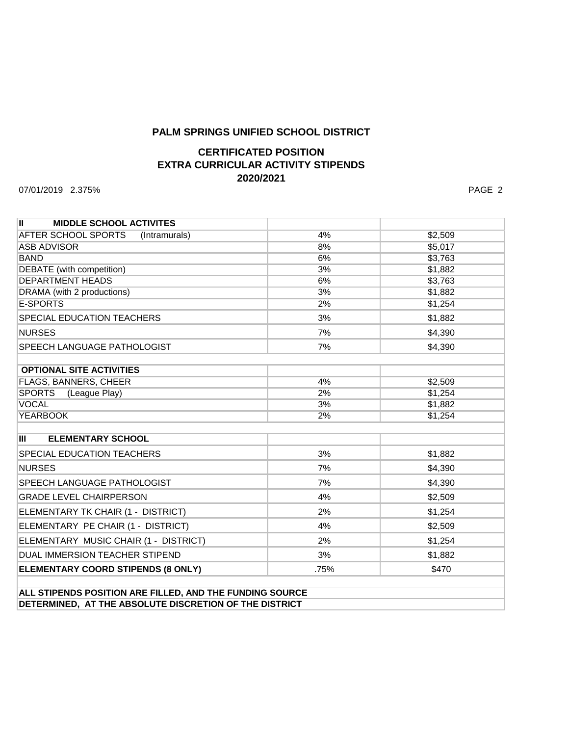## PALM SPRINGS UNIFIED SCHOOL DISTRICT

## CERTIFICATED POSITION
## EXTRA CURRICULAR ACTIVITY STIPENDS
## 2020/2021

07/01/2019 2.375%

| **II MIDDLE SCHOOL ACTIVITES** | | |
|---|---|---|
| AFTER SCHOOL SPORTS (Intramurals) | 4% | $2,509 |
| ASB ADVISOR | 8% | $5,017 |
| BAND | 6% | $3,763 |
| DEBATE (with competition) | 3% | $1,882 |
| DEPARTMENT HEADS | 6% | $3,763 |
| DRAMA (with 2 productions) | 3% | $1,882 |
| E-SPORTS | 2% | $1,254 |
| SPECIAL EDUCATION TEACHERS | 3% | $1,882 |
| NURSES | 7% | $4,390 |
| SPEECH LANGUAGE PATHOLOGIST | 7% | $4,390 |
| | | |
| **OPTIONAL SITE ACTIVITIES** | | |
| FLAGS, BANNERS, CHEER | 4% | $2,509 |
| SPORTS (League Play) | 2% | $1,254 |
| VOCAL | 3% | $1,882 |
| YEARBOOK | 2% | $1,254 |
| | | |
| **III ELEMENTARY SCHOOL** | | |
| SPECIAL EDUCATION TEACHERS | 3% | $1,882 |
| NURSES | 7% | $4,390 |
| SPEECH LANGUAGE PATHOLOGIST | 7% | $4,390 |
| GRADE LEVEL CHAIRPERSON | 4% | $2,509 |
| ELEMENTARY TK CHAIR (1 - DISTRICT) | 2% | $1,254 |
| ELEMENTARY PE CHAIR (1 - DISTRICT) | 4% | $2,509 |
| ELEMENTARY MUSIC CHAIR (1 - DISTRICT) | 2% | $1,254 |
| DUAL IMMERSION TEACHER STIPEND | 3% | $1,882 |
| **ELEMENTARY COORD STIPENDS (8 ONLY)** | .75% | $470 |

**ALL STIPENDS POSITION ARE FILLED, AND THE FUNDING SOURCE DETERMINED, AT THE ABSOLUTE DISCRETION OF THE DISTRICT**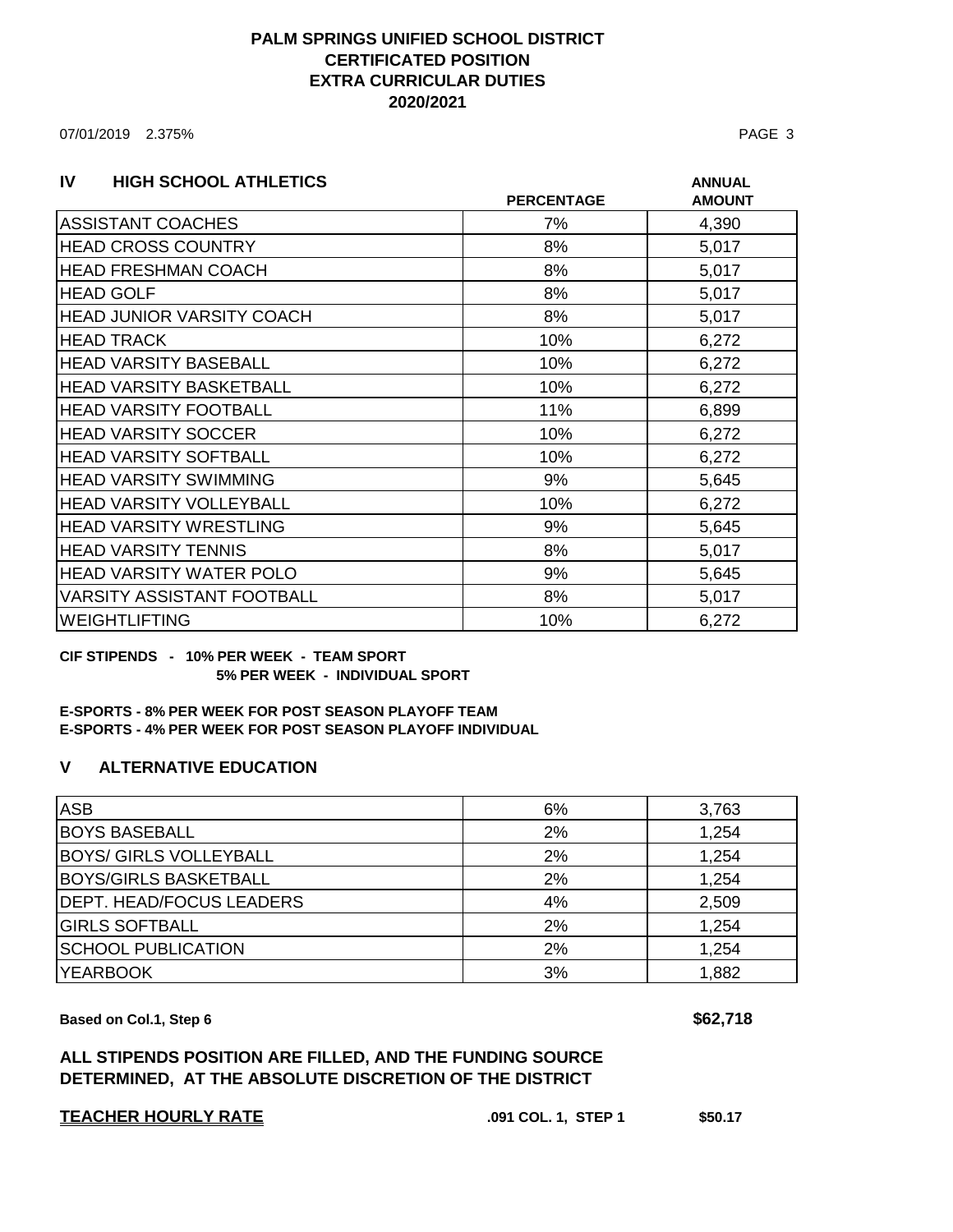# PALM SPRINGS UNIFIED SCHOOL DISTRICT
## CERTIFICATED POSITION
## EXTRA CURRICULAR DUTIES
## 2020/2021

07/01/2019 2.375%

## IV HIGH SCHOOL ATHLETICS

| | PERCENTAGE | ANNUAL AMOUNT |
|---|---|---|
| ASSISTANT COACHES | 7% | 4,390 |
| HEAD CROSS COUNTRY | 8% | 5,017 |
| HEAD FRESHMAN COACH | 8% | 5,017 |
| HEAD GOLF | 8% | 5,017 |
| HEAD JUNIOR VARSITY COACH | 8% | 5,017 |
| HEAD TRACK | 10% | 6,272 |
| HEAD VARSITY BASEBALL | 10% | 6,272 |
| HEAD VARSITY BASKETBALL | 10% | 6,272 |
| HEAD VARSITY FOOTBALL | 11% | 6,899 |
| HEAD VARSITY SOCCER | 10% | 6,272 |
| HEAD VARSITY SOFTBALL | 10% | 6,272 |
| HEAD VARSITY SWIMMING | 9% | 5,645 |
| HEAD VARSITY VOLLEYBALL | 10% | 6,272 |
| HEAD VARSITY WRESTLING | 9% | 5,645 |
| HEAD VARSITY TENNIS | 8% | 5,017 |
| HEAD VARSITY WATER POLO | 9% | 5,645 |
| VARSITY ASSISTANT FOOTBALL | 8% | 5,017 |
| WEIGHTLIFTING | 10% | 6,272 |

**CIF STIPENDS - 10% PER WEEK - TEAM SPORT**
**5% PER WEEK - INDIVIDUAL SPORT**

**E-SPORTS - 8% PER WEEK FOR POST SEASON PLAYOFF TEAM**
**E-SPORTS - 4% PER WEEK FOR POST SEASON PLAYOFF INDIVIDUAL**

## V ALTERNATIVE EDUCATION

| | | |
|---|---|---|
| ASB | 6% | 3,763 |
| BOYS BASEBALL | 2% | 1,254 |
| BOYS/ GIRLS VOLLEYBALL | 2% | 1,254 |
| BOYS/GIRLS BASKETBALL | 2% | 1,254 |
| DEPT. HEAD/FOCUS LEADERS | 4% | 2,509 |
| GIRLS SOFTBALL | 2% | 1,254 |
| SCHOOL PUBLICATION | 2% | 1,254 |
| YEARBOOK | 3% | 1,882 |

**Based on Col.1, Step 6** **$62,718**

**ALL STIPENDS POSITION ARE FILLED, AND THE FUNDING SOURCE DETERMINED, AT THE ABSOLUTE DISCRETION OF THE DISTRICT**

**TEACHER HOURLY RATE** **.091 COL. 1, STEP 1** **$50.17**